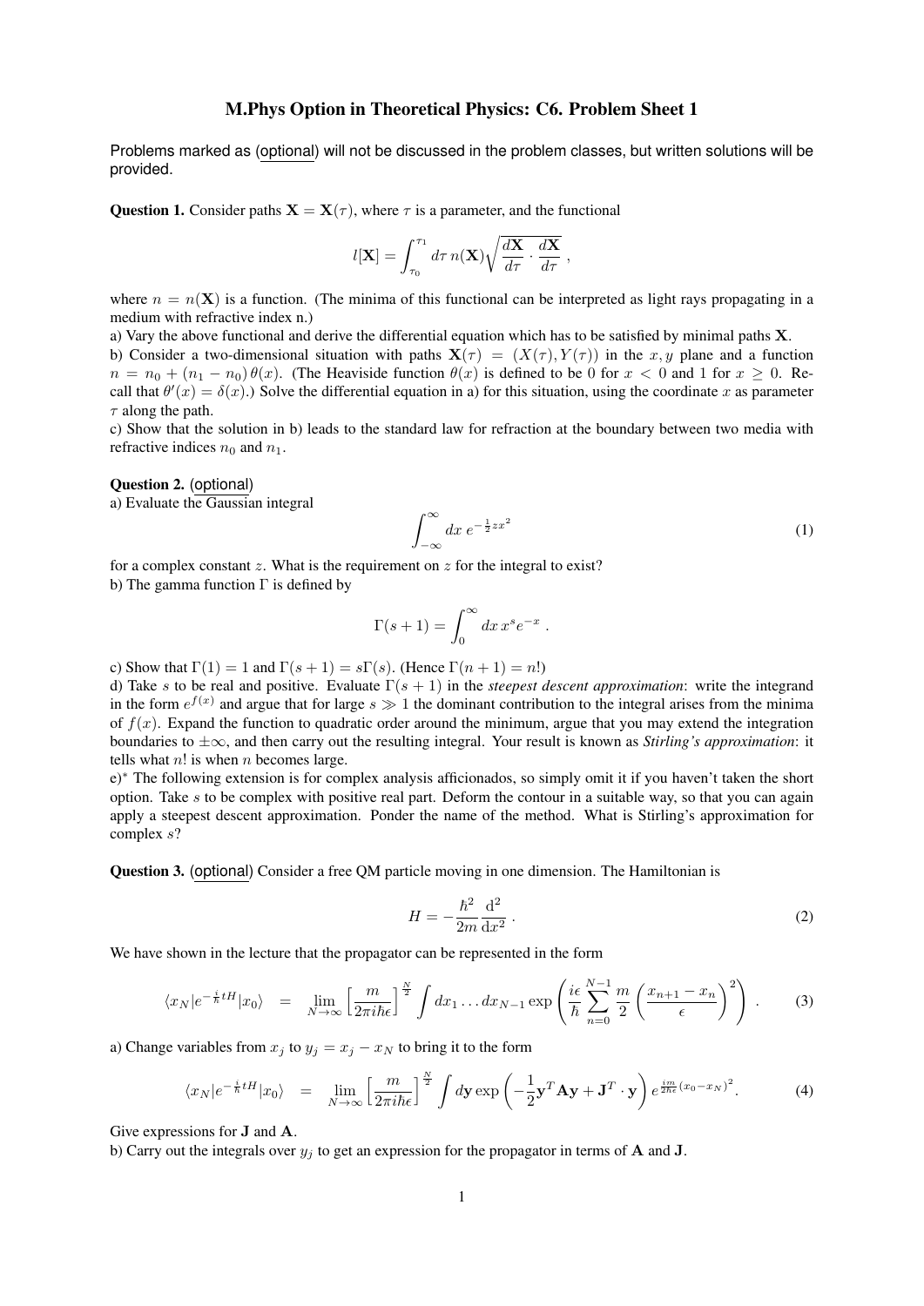# M.Phys Option in Theoretical Physics: C6. Problem Sheet 1

Problems marked as (optional) will not be discussed in the problem classes, but written solutions will be provided.

**Question 1.** Consider paths $\mathbf{X} = \mathbf{X}(\tau)$, where $\tau$ is a parameter, and the functional

$$l[\mathbf{X}] = \int_{\tau_0}^{\tau_1} d\tau\, n(\mathbf{X}) \sqrt{\frac{d\mathbf{X}}{d\tau} \cdot \frac{d\mathbf{X}}{d\tau}}\ ,$$

where $n = n(\mathbf{X})$ is a function. (The minima of this functional can be interpreted as light rays propagating in a medium with refractive index n.)

a) Vary the above functional and derive the differential equation which has to be satisfied by minimal paths $\mathbf{X}$.

b) Consider a two-dimensional situation with paths $\mathbf{X}(\tau) = (X(\tau), Y(\tau))$ in the $x, y$ plane and a function $n = n_0 + (n_1 - n_0)\,\theta(x)$. (The Heaviside function $\theta(x)$ is defined to be 0 for $x < 0$ and 1 for $x \geq 0$. Recall that $\theta'(x) = \delta(x)$.) Solve the differential equation in a) for this situation, using the coordinate $x$ as parameter $\tau$ along the path.

c) Show that the solution in b) leads to the standard law for refraction at the boundary between two media with refractive indices $n_0$ and $n_1$.

**Question 2.** (optional)

a) Evaluate the Gaussian integral

$$\int_{-\infty}^{\infty} dx\, e^{-\frac{1}{2}zx^2} \tag{1}$$

for a complex constant $z$. What is the requirement on $z$ for the integral to exist?

b) The gamma function $\Gamma$ is defined by

$$\Gamma(s+1) = \int_0^{\infty} dx\, x^s e^{-x}\ .$$

c) Show that $\Gamma(1) = 1$ and $\Gamma(s+1) = s\Gamma(s)$. (Hence $\Gamma(n+1) = n!$)

d) Take $s$ to be real and positive. Evaluate $\Gamma(s+1)$ in the *steepest descent approximation*: write the integrand in the form $e^{f(x)}$ and argue that for large $s \gg 1$ the dominant contribution to the integral arises from the minima of $f(x)$. Expand the function to quadratic order around the minimum, argue that you may extend the integration boundaries to $\pm\infty$, and then carry out the resulting integral. Your result is known as *Stirling's approximation*: it tells what $n!$ is when $n$ becomes large.

e)* The following extension is for complex analysis afficionados, so simply omit it if you haven't taken the short option. Take $s$ to be complex with positive real part. Deform the contour in a suitable way, so that you can again apply a steepest descent approximation. Ponder the name of the method. What is Stirling's approximation for complex $s$?

**Question 3.** (optional) Consider a free QM particle moving in one dimension. The Hamiltonian is

$$H = -\frac{\hbar^2}{2m}\frac{\mathrm{d}^2}{\mathrm{d}x^2}\ . \tag{2}$$

We have shown in the lecture that the propagator can be represented in the form

$$\langle x_N | e^{-\frac{i}{\hbar}tH} | x_0 \rangle \;=\; \lim_{N\to\infty} \left[\frac{m}{2\pi i\hbar\epsilon}\right]^{\frac{N}{2}} \int dx_1 \ldots dx_{N-1} \exp\left(\frac{i\epsilon}{\hbar}\sum_{n=0}^{N-1}\frac{m}{2}\left(\frac{x_{n+1}-x_n}{\epsilon}\right)^2\right)\ . \tag{3}$$

a) Change variables from $x_j$ to $y_j = x_j - x_N$ to bring it to the form

$$\langle x_N | e^{-\frac{i}{\hbar}tH} | x_0 \rangle \;=\; \lim_{N\to\infty} \left[\frac{m}{2\pi i\hbar\epsilon}\right]^{\frac{N}{2}} \int d\mathbf{y} \exp\left(-\frac{1}{2}\mathbf{y}^T\mathbf{A}\mathbf{y} + \mathbf{J}^T\cdot\mathbf{y}\right) e^{\frac{im}{2\hbar\epsilon}(x_0-x_N)^2}. \tag{4}$$

Give expressions for $\mathbf{J}$ and $\mathbf{A}$.

b) Carry out the integrals over $y_j$ to get an expression for the propagator in terms of $\mathbf{A}$ and $\mathbf{J}$.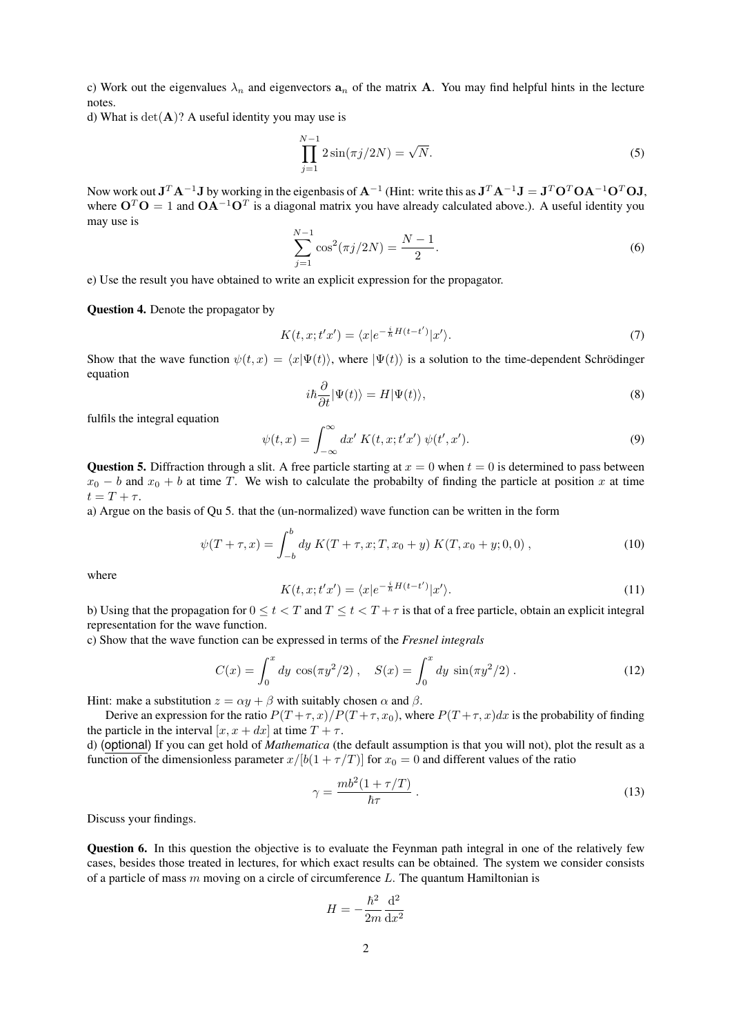c) Work out the eigenvalues $\lambda_n$ and eigenvectors $\mathbf{a}_n$ of the matrix $\mathbf{A}$. You may find helpful hints in the lecture notes.

d) What is $\det(\mathbf{A})$? A useful identity you may use is

$$\prod_{j=1}^{N-1} 2\sin(\pi j/2N) = \sqrt{N}. \tag{5}$$

Now work out $\mathbf{J}^T\mathbf{A}^{-1}\mathbf{J}$ by working in the eigenbasis of $\mathbf{A}^{-1}$ (Hint: write this as $\mathbf{J}^T\mathbf{A}^{-1}\mathbf{J} = \mathbf{J}^T\mathbf{O}^T\mathbf{O}\mathbf{A}^{-1}\mathbf{O}^T\mathbf{O}\mathbf{J}$, where $\mathbf{O}^T\mathbf{O} = 1$ and $\mathbf{O}\mathbf{A}^{-1}\mathbf{O}^T$ is a diagonal matrix you have already calculated above.). A useful identity you may use is

$$\sum_{j=1}^{N-1} \cos^2(\pi j/2N) = \frac{N-1}{2}. \tag{6}$$

e) Use the result you have obtained to write an explicit expression for the propagator.

**Question 4.** Denote the propagator by

$$K(t,x;t'x') = \langle x|e^{-\frac{i}{\hbar}H(t-t')}|x'\rangle. \tag{7}$$

Show that the wave function $\psi(t,x) = \langle x|\Psi(t)\rangle$, where $|\Psi(t)\rangle$ is a solution to the time-dependent Schrödinger equation

$$i\hbar\frac{\partial}{\partial t}|\Psi(t)\rangle = H|\Psi(t)\rangle, \tag{8}$$

fulfils the integral equation

$$\psi(t,x) = \int_{-\infty}^{\infty} dx'\ K(t,x;t'x')\ \psi(t',x'). \tag{9}$$

**Question 5.** Diffraction through a slit. A free particle starting at $x=0$ when $t=0$ is determined to pass between $x_0 - b$ and $x_0 + b$ at time $T$. We wish to calculate the probabilty of finding the particle at position $x$ at time $t = T + \tau$.

a) Argue on the basis of Qu 5. that the (un-normalized) wave function can be written in the form

$$\psi(T+\tau,x) = \int_{-b}^{b} dy\ K(T+\tau,x;T,x_0+y)\ K(T,x_0+y;0,0)\ , \tag{10}$$

where

$$K(t,x;t'x') = \langle x|e^{-\frac{i}{\hbar}H(t-t')}|x'\rangle. \tag{11}$$

b) Using that the propagation for $0 \le t < T$ and $T \le t < T+\tau$ is that of a free particle, obtain an explicit integral representation for the wave function.

c) Show that the wave function can be expressed in terms of the *Fresnel integrals*

$$C(x) = \int_0^x dy\ \cos(\pi y^2/2)\ , \quad S(x) = \int_0^x dy\ \sin(\pi y^2/2)\ . \tag{12}$$

Hint: make a substitution $z = \alpha y + \beta$ with suitably chosen $\alpha$ and $\beta$.

Derive an expression for the ratio $P(T+\tau,x)/P(T+\tau,x_0)$, where $P(T+\tau,x)dx$ is the probability of finding the particle in the interval $[x, x+dx]$ at time $T+\tau$.

d) (optional) If you can get hold of *Mathematica* (the default assumption is that you will not), plot the result as a function of the dimensionless parameter $x/[b(1+\tau/T)]$ for $x_0 = 0$ and different values of the ratio

$$\gamma = \frac{mb^2(1+\tau/T)}{\hbar\tau}\ . \tag{13}$$

Discuss your findings.

**Question 6.** In this question the objective is to evaluate the Feynman path integral in one of the relatively few cases, besides those treated in lectures, for which exact results can be obtained. The system we consider consists of a particle of mass $m$ moving on a circle of circumference $L$. The quantum Hamiltonian is

$$H = -\frac{\hbar^2}{2m}\frac{\mathrm{d}^2}{\mathrm{d}x^2}$$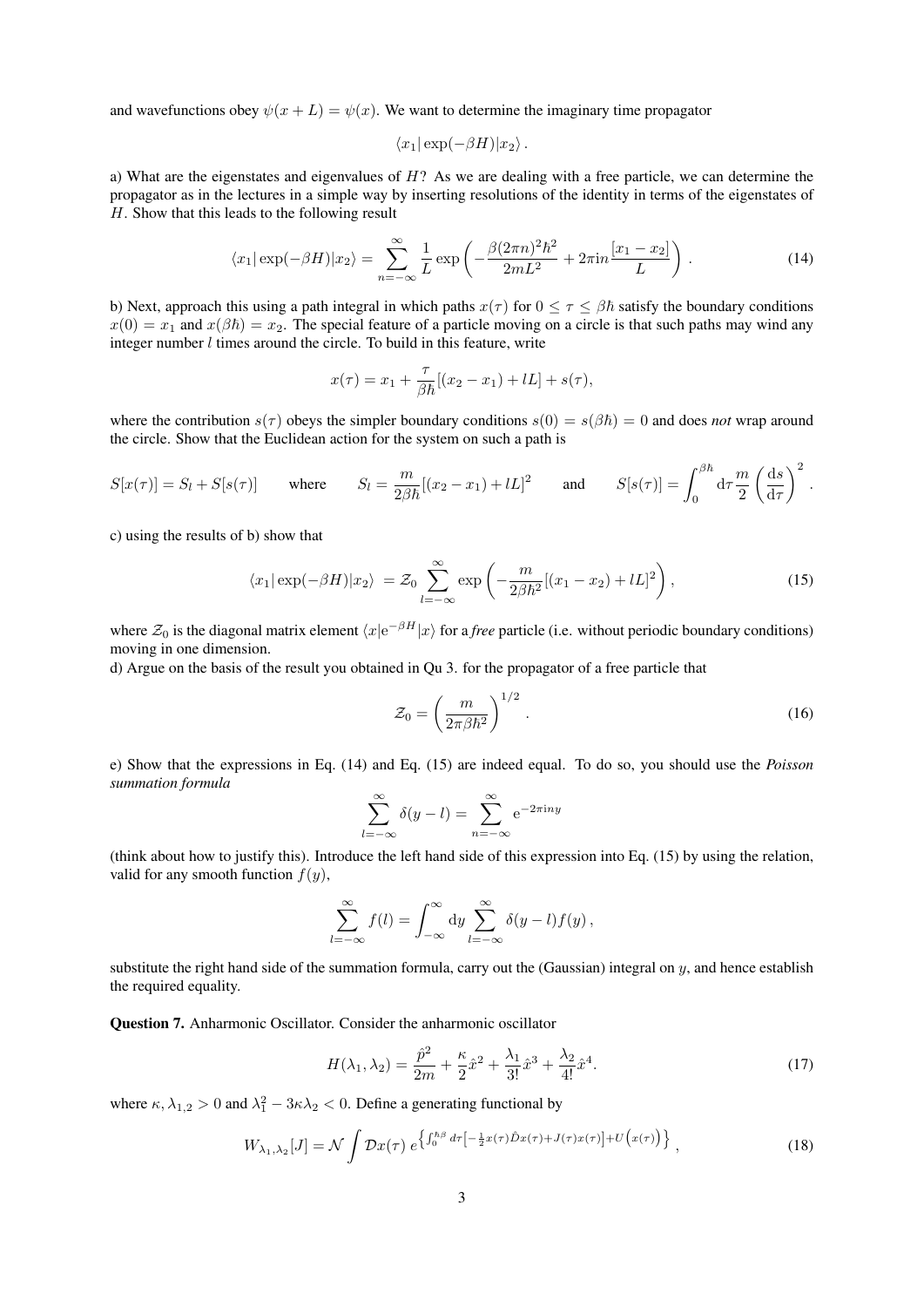and wavefunctions obey $\psi(x+L) = \psi(x)$. We want to determine the imaginary time propagator

$$\langle x_1 | \exp(-\beta H) | x_2 \rangle .$$

a) What are the eigenstates and eigenvalues of $H$? As we are dealing with a free particle, we can determine the propagator as in the lectures in a simple way by inserting resolutions of the identity in terms of the eigenstates of $H$. Show that this leads to the following result

$$\langle x_1 | \exp(-\beta H) | x_2 \rangle = \sum_{n=-\infty}^{\infty} \frac{1}{L} \exp\left( -\frac{\beta (2\pi n)^2 \hbar^2}{2mL^2} + 2\pi i n \frac{[x_1 - x_2]}{L} \right) . \tag{14}$$

b) Next, approach this using a path integral in which paths $x(\tau)$ for $0 \leq \tau \leq \beta\hbar$ satisfy the boundary conditions $x(0) = x_1$ and $x(\beta\hbar) = x_2$. The special feature of a particle moving on a circle is that such paths may wind any integer number $l$ times around the circle. To build in this feature, write

$$x(\tau) = x_1 + \frac{\tau}{\beta\hbar}[(x_2 - x_1) + lL] + s(\tau),$$

where the contribution $s(\tau)$ obeys the simpler boundary conditions $s(0) = s(\beta\hbar) = 0$ and does *not* wrap around the circle. Show that the Euclidean action for the system on such a path is

$$S[x(\tau)] = S_l + S[s(\tau)] \qquad \text{where} \qquad S_l = \frac{m}{2\beta\hbar}[(x_2 - x_1) + lL]^2 \qquad \text{and} \qquad S[s(\tau)] = \int_0^{\beta\hbar} \mathrm{d}\tau \frac{m}{2} \left( \frac{\mathrm{d}s}{\mathrm{d}\tau} \right)^2 .$$

c) using the results of b) show that

$$\langle x_1 | \exp(-\beta H) | x_2 \rangle = \mathcal{Z}_0 \sum_{l=-\infty}^{\infty} \exp\left( -\frac{m}{2\beta\hbar^2}[(x_1 - x_2) + lL]^2 \right) , \tag{15}$$

where $\mathcal{Z}_0$ is the diagonal matrix element $\langle x | \mathrm{e}^{-\beta H} | x \rangle$ for a *free* particle (i.e. without periodic boundary conditions) moving in one dimension.

d) Argue on the basis of the result you obtained in Qu 3. for the propagator of a free particle that

$$\mathcal{Z}_0 = \left( \frac{m}{2\pi\beta\hbar^2} \right)^{1/2} . \tag{16}$$

e) Show that the expressions in Eq. (14) and Eq. (15) are indeed equal. To do so, you should use the *Poisson summation formula*

$$\sum_{l=-\infty}^{\infty} \delta(y - l) = \sum_{n=-\infty}^{\infty} \mathrm{e}^{-2\pi i n y}$$

(think about how to justify this). Introduce the left hand side of this expression into Eq. (15) by using the relation, valid for any smooth function $f(y)$,

$$\sum_{l=-\infty}^{\infty} f(l) = \int_{-\infty}^{\infty} \mathrm{d}y \sum_{l=-\infty}^{\infty} \delta(y - l) f(y) ,$$

substitute the right hand side of the summation formula, carry out the (Gaussian) integral on $y$, and hence establish the required equality.

**Question 7.** Anharmonic Oscillator. Consider the anharmonic oscillator

$$H(\lambda_1, \lambda_2) = \frac{\hat{p}^2}{2m} + \frac{\kappa}{2}\hat{x}^2 + \frac{\lambda_1}{3!}\hat{x}^3 + \frac{\lambda_2}{4!}\hat{x}^4 . \tag{17}$$

where $\kappa, \lambda_{1,2} > 0$ and $\lambda_1^2 - 3\kappa\lambda_2 < 0$. Define a generating functional by

$$W_{\lambda_1, \lambda_2}[J] = \mathcal{N} \int \mathcal{D}x(\tau)\, e^{\left\{ \int_0^{\hbar\beta} d\tau \left[ -\frac{1}{2} x(\tau) \hat{D} x(\tau) + J(\tau) x(\tau) \right] + U\left( x(\tau) \right) \right\}} , \tag{18}$$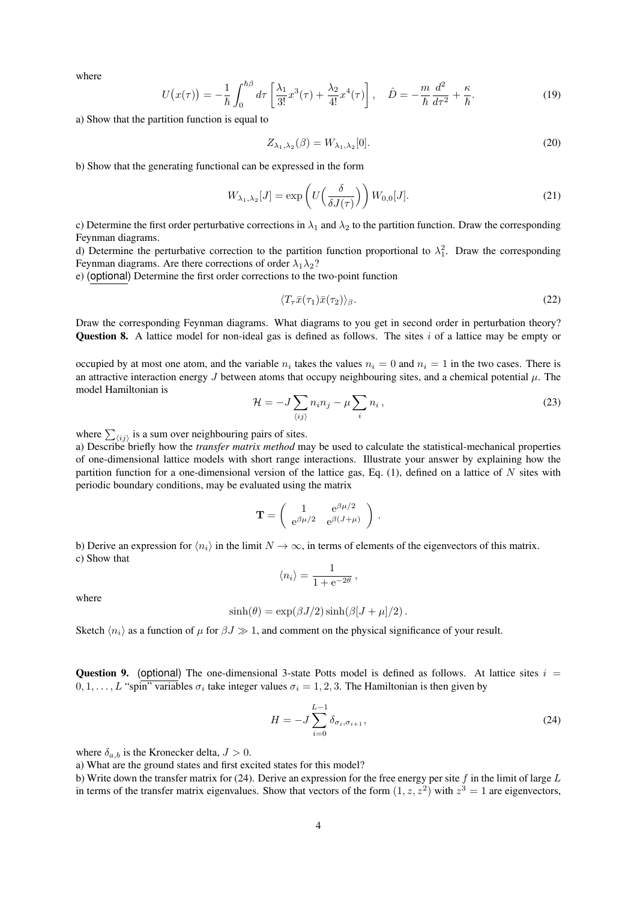where

$$U\big(x(\tau)\big) = -\frac{1}{\hbar}\int_0^{\hbar\beta} d\tau \left[\frac{\lambda_1}{3!}x^3(\tau) + \frac{\lambda_2}{4!}x^4(\tau)\right], \quad \hat{D} = -\frac{m}{\hbar}\frac{d^2}{d\tau^2} + \frac{\kappa}{\hbar}. \tag{19}$$

a) Show that the partition function is equal to

$$Z_{\lambda_1,\lambda_2}(\beta) = W_{\lambda_1,\lambda_2}[0]. \tag{20}$$

b) Show that the generating functional can be expressed in the form

$$W_{\lambda_1,\lambda_2}[J] = \exp\left(U\Big(\frac{\delta}{\delta J(\tau)}\Big)\right) W_{0,0}[J]. \tag{21}$$

c) Determine the first order perturbative corrections in $\lambda_1$ and $\lambda_2$ to the partition function. Draw the corresponding Feynman diagrams.

d) Determine the perturbative correction to the partition function proportional to $\lambda_1^2$. Draw the corresponding Feynman diagrams. Are there corrections of order $\lambda_1\lambda_2$?

e) (optional) Determine the first order corrections to the two-point function

$$\langle T_\tau \bar{x}(\tau_1)\bar{x}(\tau_2)\rangle_\beta. \tag{22}$$

Draw the corresponding Feynman diagrams. What diagrams to you get in second order in perturbation theory?

**Question 8.** A lattice model for non-ideal gas is defined as follows. The sites $i$ of a lattice may be empty or occupied by at most one atom, and the variable $n_i$ takes the values $n_i = 0$ and $n_i = 1$ in the two cases. There is an attractive interaction energy $J$ between atoms that occupy neighbouring sites, and a chemical potential $\mu$. The model Hamiltonian is

$$\mathcal{H} = -J\sum_{\langle ij\rangle} n_i n_j - \mu\sum_i n_i\,, \tag{23}$$

where $\sum_{\langle ij\rangle}$ is a sum over neighbouring pairs of sites.

a) Describe briefly how the *transfer matrix method* may be used to calculate the statistical-mechanical properties of one-dimensional lattice models with short range interactions. Illustrate your answer by explaining how the partition function for a one-dimensional version of the lattice gas, Eq. (1), defined on a lattice of $N$ sites with periodic boundary conditions, may be evaluated using the matrix

$$\mathbf{T} = \begin{pmatrix} 1 & \mathrm{e}^{\beta\mu/2} \\ \mathrm{e}^{\beta\mu/2} & \mathrm{e}^{\beta(J+\mu)} \end{pmatrix}.$$

b) Derive an expression for $\langle n_i\rangle$ in the limit $N\to\infty$, in terms of elements of the eigenvectors of this matrix.

c) Show that

$$\langle n_i\rangle = \frac{1}{1+\mathrm{e}^{-2\theta}}\,,$$

where

$$\sinh(\theta) = \exp(\beta J/2)\sinh(\beta[J+\mu]/2)\,.$$

Sketch $\langle n_i\rangle$ as a function of $\mu$ for $\beta J \gg 1$, and comment on the physical significance of your result.

**Question 9.** (optional) The one-dimensional 3-state Potts model is defined as follows. At lattice sites $i = 0, 1, \ldots, L$ "spin" variables $\sigma_i$ take integer values $\sigma_i = 1, 2, 3$. The Hamiltonian is then given by

$$H = -J\sum_{i=0}^{L-1}\delta_{\sigma_i,\sigma_{i+1}}, \tag{24}$$

where $\delta_{a,b}$ is the Kronecker delta, $J > 0$.

a) What are the ground states and first excited states for this model?

b) Write down the transfer matrix for (24). Derive an expression for the free energy per site $f$ in the limit of large $L$ in terms of the transfer matrix eigenvalues. Show that vectors of the form $(1, z, z^2)$ with $z^3 = 1$ are eigenvectors,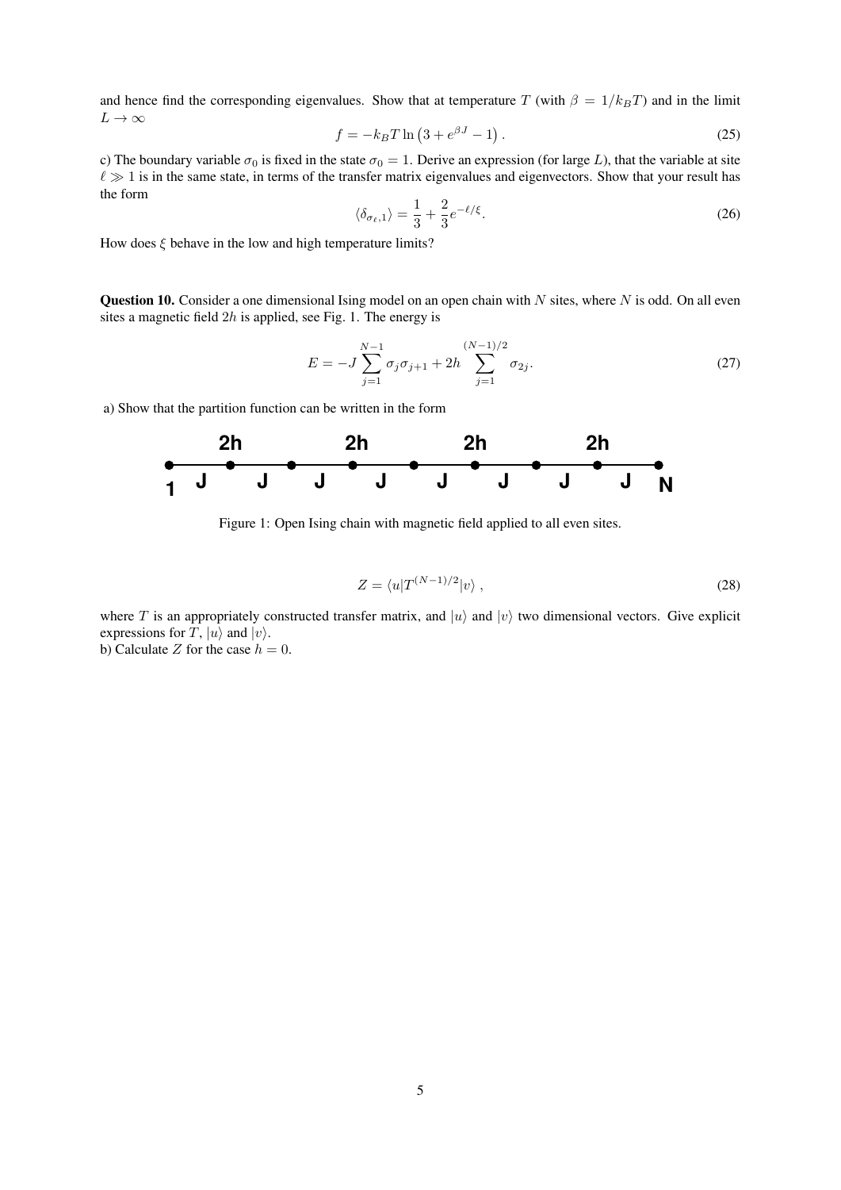and hence find the corresponding eigenvalues. Show that at temperature $T$ (with $\beta = 1/k_B T$) and in the limit $L \to \infty$

$$f = -k_B T \ln\left(3 + e^{\beta J} - 1\right). \tag{25}$$

c) The boundary variable $\sigma_0$ is fixed in the state $\sigma_0 = 1$. Derive an expression (for large $L$), that the variable at site $\ell \gg 1$ is in the same state, in terms of the transfer matrix eigenvalues and eigenvectors. Show that your result has the form

$$\langle \delta_{\sigma_\ell,1} \rangle = \frac{1}{3} + \frac{2}{3} e^{-\ell/\xi}. \tag{26}$$

How does $\xi$ behave in the low and high temperature limits?

**Question 10.** Consider a one dimensional Ising model on an open chain with $N$ sites, where $N$ is odd. On all even sites a magnetic field $2h$ is applied, see Fig. 1. The energy is

$$E = -J \sum_{j=1}^{N-1} \sigma_j \sigma_{j+1} + 2h \sum_{j=1}^{(N-1)/2} \sigma_{2j}. \tag{27}$$

a) Show that the partition function can be written in the form

2h 2h 2h 2h

1 J J J J J J J J N

Figure 1: Open Ising chain with magnetic field applied to all even sites.

$$Z = \langle u | T^{(N-1)/2} | v \rangle, \tag{28}$$

where $T$ is an appropriately constructed transfer matrix, and $|u\rangle$ and $|v\rangle$ two dimensional vectors. Give explicit expressions for $T$, $|u\rangle$ and $|v\rangle$.

b) Calculate $Z$ for the case $h = 0$.